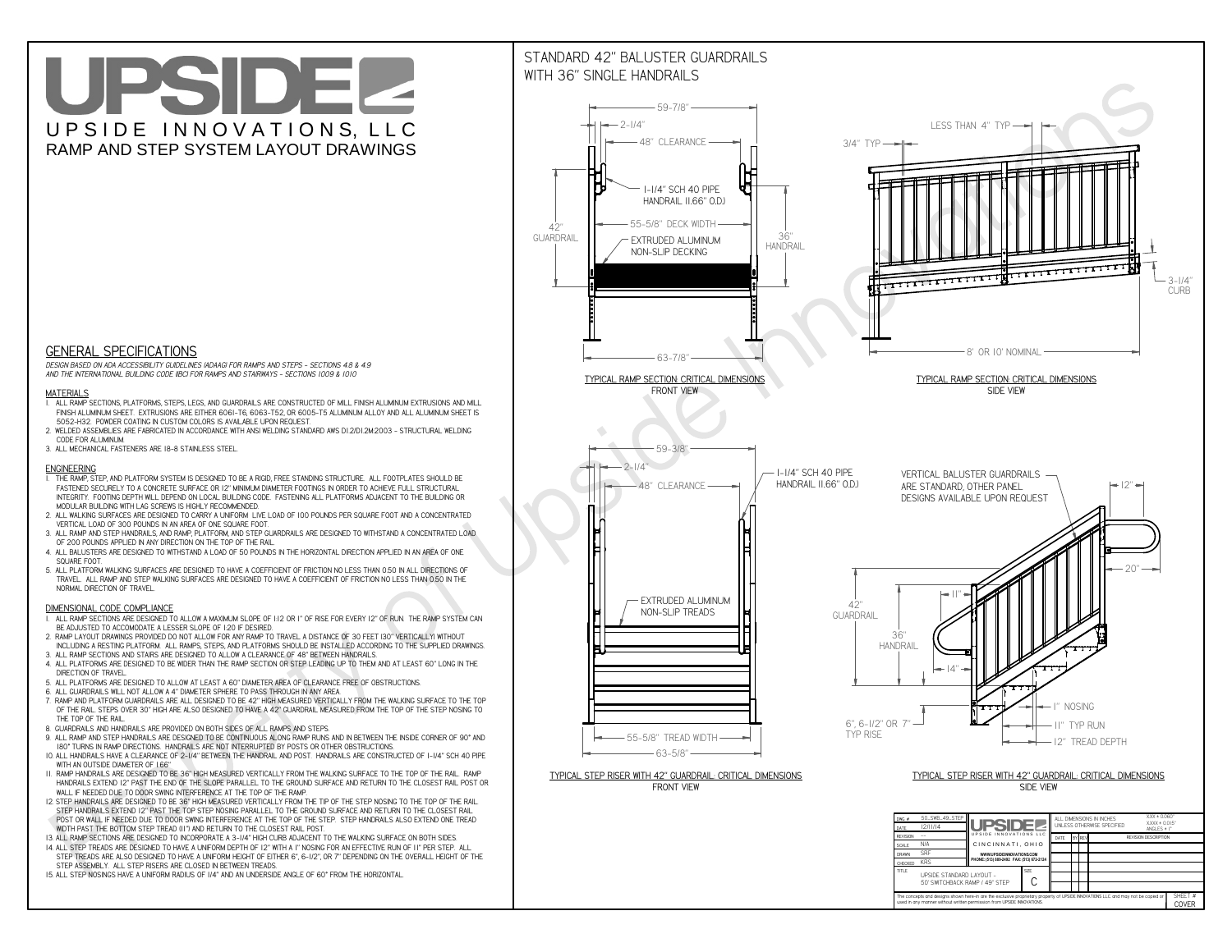# UPSIDE

UPSIDE INNOVATIONS, LLC

RAMP AND STEP SYSTEM LAYOUT DRAWINGS

## GENERAL SPECIFICATIONS

*DESIGN BASED ON ADA ACCESSIBILITY GUIDELINES (ADAAG) FOR RAMPS AND STEPS - SECTIONS 4.8 & 4.9 AND THE INTERNATIONAL BUILDING CODE (IBC) FOR RAMPS AND STAIRWAYS - SECTIONS 1009 & 1010*

### MATERIALS

1. ALL RAMP SECTIONS, PLATFORMS, STEPS, LEGS, AND GUARDRAILS ARE CONSTRUCTED OF MILL FINISH ALUMINUM EXTRUSIONS AND MILL FINISH ALUMINUM SHEET. EXTRUSIONS ARE EITHER 6061-T6, 6063-T52, OR 6005-T5 ALUMINUM ALLOY AND ALL ALUMINUM SHEET IS 5052-H32. POWDER COATING IN CUSTOM COLORS IS AVAILABLE UPON REQUEST.
2. WELDED ASSEMBLIES ARE FABRICATED IN ACCORDANCE WITH ANSI WELDING STANDARD AWS D1.2/D1.2M:2003 - STRUCTURAL WELDING CODE FOR ALUMINUM.
3. ALL MECHANICAL FASTENERS ARE 18-8 STAINLESS STEEL.

### ENGINEERING

1. THE RAMP, STEP, AND PLATFORM SYSTEM IS DESIGNED TO BE A RIGID, FREE STANDING STRUCTURE. ALL FOOTPLATES SHOULD BE FASTENED SECURELY TO A CONCRETE SURFACE OR 12" MINIMUM DIAMETER FOOTINGS IN ORDER TO ACHIEVE FULL STRUCTURAL INTEGRITY. FOOTING DEPTH WILL DEPEND ON LOCAL BUILDING CODE. FASTENING ALL PLATFORMS ADJACENT TO THE BUILDING OR MODULAR BUILDING WITH LAG SCREWS IS HIGHLY RECOMMENDED.
2. ALL WALKING SURFACES ARE DESIGNED TO CARRY A UNIFORM LIVE LOAD OF 100 POUNDS PER SQUARE FOOT AND A CONCENTRATED VERTICAL LOAD OF 300 POUNDS IN AN AREA OF ONE SQUARE FOOT.
3. ALL RAMP AND STEP HANDRAILS, AND RAMP, PLATFORM, AND STEP GUARDRAILS ARE DESIGNED TO WITHSTAND A CONCENTRATED LOAD OF 200 POUNDS APPLIED IN ANY DIRECTION ON THE TOP OF THE RAIL.
4. ALL BALUSTERS ARE DESIGNED TO WITHSTAND A LOAD OF 50 POUNDS IN THE HORIZONTAL DIRECTION APPLIED IN AN AREA OF ONE SQUARE FOOT.
5. ALL PLATFORM WALKING SURFACES ARE DESIGNED TO HAVE A COEFFICIENT OF FRICTION NO LESS THAN 0.50 IN ALL DIRECTIONS OF TRAVEL. ALL RAMP AND STEP WALKING SURFACES ARE DESIGNED TO HAVE A COEFFICIENT OF FRICTION NO LESS THAN 0.50 IN THE NORMAL DIRECTION OF TRAVEL.

### DIMENSIONAL CODE COMPLIANCE

1. ALL RAMP SECTIONS ARE DESIGNED TO ALLOW A MAXIMUM SLOPE OF 1:12 OR 1" OF RISE FOR EVERY 12" OF RUN. THE RAMP SYSTEM CAN BE ADJUSTED TO ACCOMODATE A LESSER SLOPE OF 1:20 IF DESIRED.
2. RAMP LAYOUT DRAWINGS PROVIDED DO NOT ALLOW FOR ANY RAMP TO TRAVEL A DISTANCE OF 30 FEET (30" VERTICALLY) WITHOUT INCLUDING A RESTING PLATFORM. ALL RAMPS, STEPS, AND PLATFORMS SHOULD BE INSTALLED ACCORDING TO THE SUPPLIED DRAWINGS.
3. ALL RAMP SECTIONS AND STAIRS ARE DESIGNED TO ALLOW A CLEARANCE OF 48" BETWEEN HANDRAILS.
4. ALL PLATFORMS ARE DESIGNED TO BE WIDER THAN THE RAMP SECTION OR STEP LEADING UP TO THEM AND AT LEAST 60" LONG IN THE DIRECTION OF TRAVEL.
5. ALL PLATFORMS ARE DESIGNED TO ALLOW AT LEAST A 60" DIAMETER AREA OF CLEARANCE FREE OF OBSTRUCTIONS.
6. ALL GUARDRAILS WILL NOT ALLOW A 4" DIAMETER SPHERE TO PASS THROUGH IN ANY AREA.
7. RAMP AND PLATFORM GUARDRAILS ARE ALL DESIGNED TO BE 42" HIGH MEASURED VERTICALLY FROM THE WALKING SURFACE TO THE TOP OF THE RAIL. STEPS OVER 30" HIGH ARE ALSO DESIGNED TO HAVE A 42" GUARDRAIL MEASURED FROM THE TOP OF THE STEP NOSING TO THE TOP OF THE RAIL.
8. GUARDRAILS AND HANDRAILS ARE PROVIDED ON BOTH SIDES OF ALL RAMPS AND STEPS.
9. ALL RAMP AND STEP HANDRAILS ARE DESIGNED TO BE CONTINUOUS ALONG RAMP RUNS AND IN BETWEEN THE INSIDE CORNER OF 90° AND 180° TURNS IN RAMP DIRECTIONS. HANDRAILS ARE NOT INTERRUPTED BY POSTS OR OTHER OBSTRUCTIONS.
10. ALL HANDRAILS HAVE A CLEARANCE OF 2-1/4" BETWEEN THE HANDRAIL AND POST. HANDRAILS ARE CONSTRUCTED OF 1-1/4" SCH 40 PIPE WITH AN OUTSIDE DIAMETER OF 1.66"
11. RAMP HANDRAILS ARE DESIGNED TO BE 36" HIGH MEASURED VERTICALLY FROM THE WALKING SURFACE TO THE TOP OF THE RAIL. RAMP HANDRAILS EXTEND 12" PAST THE END OF THE SLOPE PARALLEL TO THE GROUND SURFACE AND RETURN TO THE CLOSEST RAIL POST OR WALL IF NEEDED DUE TO DOOR SWING INTERFERENCE AT THE TOP OF THE RAMP.
12. STEP HANDRAILS ARE DESIGNED TO BE 36" HIGH MEASURED VERTICALLY FROM THE TIP OF THE STEP NOSING TO THE TOP OF THE RAIL. STEP HANDRAILS EXTEND 12" PAST THE TOP STEP NOSING PARALLEL TO THE GROUND SURFACE AND RETURN TO THE CLOSEST RAIL POST OR WALL IF NEEDED DUE TO DOOR SWING INTERFERENCE AT THE TOP OF THE STEP. STEP HANDRAILS ALSO EXTEND ONE TREAD WIDTH PAST THE BOTTOM STEP TREAD (11") AND RETURN TO THE CLOSEST RAIL POST.
13. ALL RAMP SECTIONS ARE DESIGNED TO INCORPORATE A 3-1/4" HIGH CURB ADJACENT TO THE WALKING SURFACE ON BOTH SIDES.
14. ALL STEP TREADS ARE DESIGNED TO HAVE A UNIFORM DEPTH OF 12" WITH A 1" NOSING FOR AN EFFECTIVE RUN OF 11" PER STEP. ALL STEP TREADS ARE ALSO DESIGNED TO HAVE A UNIFORM HEIGHT OF EITHER 6", 6-1/2", OR 7" DEPENDING ON THE OVERALL HEIGHT OF THE STEP ASSEMBLY. ALL STEP RISERS ARE CLOSED IN BETWEEN TREADS.
15. ALL STEP NOSINGS HAVE A UNIFORM RADIUS OF 1/4" AND AN UNDERSIDE ANGLE OF 60° FROM THE HORIZONTAL.

## STANDARD 42" BALUSTER GUARDRAILS WITH 36" SINGLE HANDRAILS

59-7/8" — 2-1/4" — 48" CLEARANCE — 1-1/4" SCH 40 PIPE HANDRAIL (1.66" O.D.) — 42" GUARDRAIL — 55-5/8" DECK WIDTH — 36" HANDRAIL — EXTRUDED ALUMINUM NON-SLIP DECKING — 63-7/8"

TYPICAL RAMP SECTION: CRITICAL DIMENSIONS
FRONT VIEW

LESS THAN 4" TYP — 3/4" TYP — 3-1/4" CURB — 8' OR 10' NOMINAL

TYPICAL RAMP SECTION: CRITICAL DIMENSIONS
SIDE VIEW

59-3/8" — 2-1/4" — 48" CLEARANCE — 1-1/4" SCH 40 PIPE HANDRAIL (1.66" O.D.) — EXTRUDED ALUMINUM NON-SLIP TREADS — 55-5/8" TREAD WIDTH — 63-5/8"

TYPICAL STEP RISER WITH 42" GUARDRAIL: CRITICAL DIMENSIONS
FRONT VIEW

VERTICAL BALUSTER GUARDRAILS ARE STANDARD, OTHER PANEL DESIGNS AVAILABLE UPON REQUEST — 12" — 20" — 42" GUARDRAIL — 11" — 36" HANDRAIL — 14" — 1" NOSING — 11" TYP RUN — 12" TREAD DEPTH — 6", 6-1/2" OR 7" TYP RISE

TYPICAL STEP RISER WITH 42" GUARDRAIL: CRITICAL DIMENSIONS
SIDE VIEW

| DWG # | 50_SWB_49_STEP | UPSIDE INNOVATIONS LLC | ALL DIMENSIONS IN INCHES UNLESS OTHERWISE SPECIFIED | XXX ± 0.060" XXXX ± 0.015" ANGLES ± 1° |
|---|---|---|---|---|
| DATE | 12/11/14 | CINCINNATI, OHIO | DATE / BY / REV | REVISION DESCRIPTION |
| REVISION | --- | WWW.UPSIDEINNOVATIONS.COM PHONE: (513) 889-2492 FAX: (513) 672-2124 | | |
| SCALE | N/A | | | |
| DRAWN | SRF | | | |
| CHECKED | KRS | | | |
| TITLE | UPSIDE STANDARD LAYOUT - 50' SWITCHBACK RAMP / 49" STEP | SIZE C | | |

The concepts and designs shown here-in are the exclusive proprietary property of UPSIDE INNOVATIONS LLC. and may not be copied or used in any manner without written permission from UPSIDE INNOVATIONS.

SHEET # COVER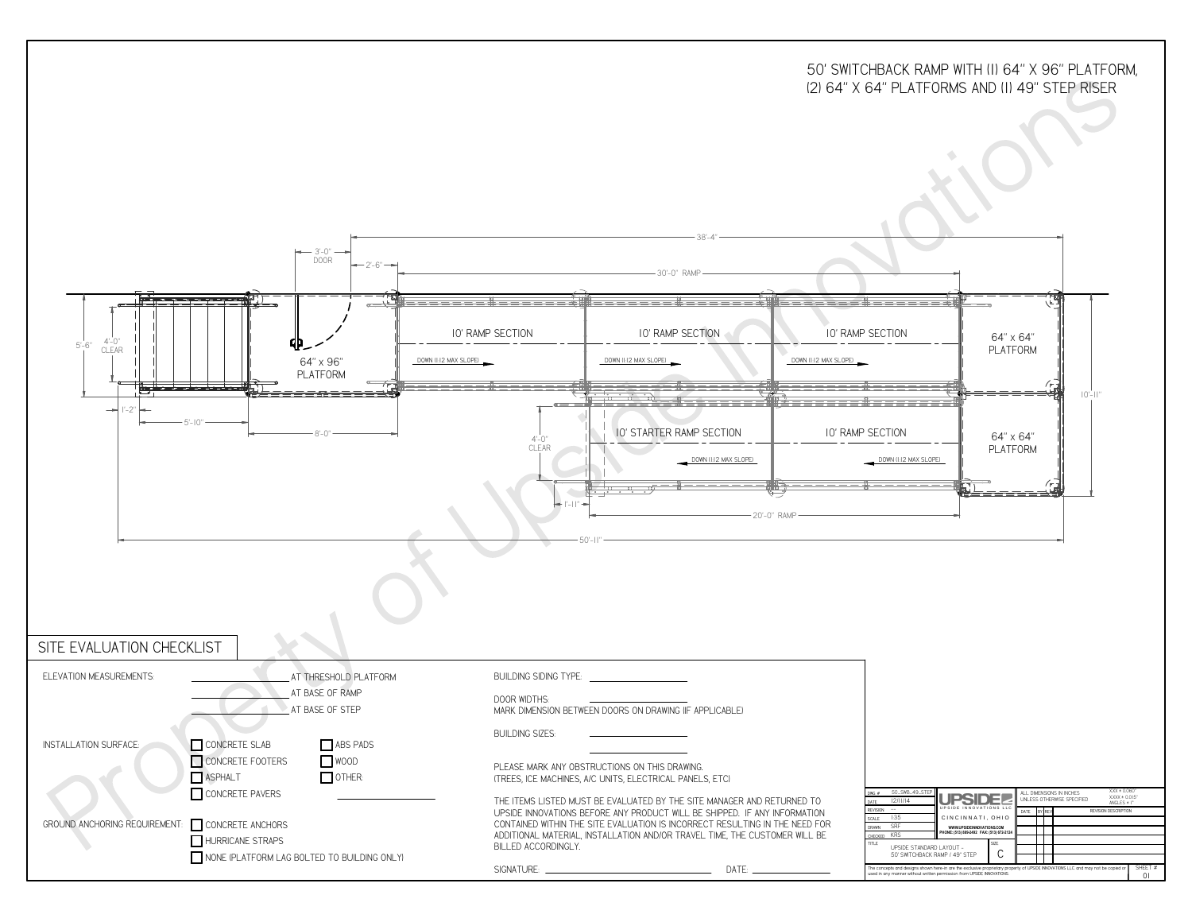# 50' SWITCHBACK RAMP WITH (1) 64" X 96" PLATFORM, (2) 64" X 64" PLATFORMS AND (1) 49" STEP RISER

38'-4"

3'-0" DOOR

2'-6"

30'-0" RAMP

5'-6"

4'-0" CLEAR

64" x 96" PLATFORM

10' RAMP SECTION

DOWN (1:12 MAX SLOPE)

10' RAMP SECTION

DOWN (1:12 MAX SLOPE)

10' RAMP SECTION

DOWN (1:12 MAX SLOPE)

64" x 64" PLATFORM

10'-11"

1'-2"

5'-10"

8'-0"

4'-0" CLEAR

10' STARTER RAMP SECTION

DOWN (1:12 MAX SLOPE)

10' RAMP SECTION

DOWN (1:12 MAX SLOPE)

64" x 64" PLATFORM

1'-11"

20'-0" RAMP

50'-11"

## SITE EVALUATION CHECKLIST

ELEVATION MEASUREMENTS: ______________ AT THRESHOLD PLATFORM

______________ AT BASE OF RAMP

______________ AT BASE OF STEP

INSTALLATION SURFACE:

- ☐ CONCRETE SLAB
- ☐ CONCRETE FOOTERS
- ☐ ASPHALT
- ☐ CONCRETE PAVERS
- ☐ ABS PADS
- ☐ WOOD
- ☐ OTHER ______________

GROUND ANCHORING REQUIREMENT:

- ☐ CONCRETE ANCHORS
- ☐ HURRICANE STRAPS
- ☐ NONE (PLATFORM LAG BOLTED TO BUILDING ONLY)

BUILDING SIDING TYPE: ______________

DOOR WIDTHS: ______________

MARK DIMENSION BETWEEN DOORS ON DRAWING (IF APPLICABLE)

BUILDING SIZES: ______________

______________

PLEASE MARK ANY OBSTRUCTIONS ON THIS DRAWING.
(TREES, ICE MACHINES, A/C UNITS, ELECTRICAL PANELS, ETC)

THE ITEMS LISTED MUST BE EVALUATED BY THE SITE MANAGER AND RETURNED TO UPSIDE INNOVATIONS BEFORE ANY PRODUCT WILL BE SHIPPED. IF ANY INFORMATION CONTAINED WITHIN THE SITE EVALUATION IS INCORRECT RESULTING IN THE NEED FOR ADDITIONAL MATERIAL, INSTALLATION AND/OR TRAVEL TIME, THE CUSTOMER WILL BE BILLED ACCORDINGLY.

SIGNATURE: ______________________ DATE: ______________

| | |
|---|---|
| DWG # | 50_SWB_49_STEP |
| DATE | 12/11/14 |
| REVISION | --- |
| SCALE | 1:35 |
| DRAWN | SRF |
| CHECKED | KRS |
| TITLE | UPSIDE STANDARD LAYOUT - 50' SWITCHBACK RAMP / 49" STEP |
| SIZE | C |

UPSIDE INNOVATIONS LLC
CINCINNATI, OHIO
WWW.UPSIDEINNOVATIONS.COM
PHONE: (513) 889-2492 FAX: (513) 672-2124

ALL DIMENSIONS IN INCHES UNLESS OTHERWISE SPECIFIED
XXX ± 0.060"
XXXX ± 0.015"
ANGLES ± 1°

| DATE | BY | REV | REVISION DESCRIPTION |
|---|---|---|---|
| | | | |

The concepts and designs shown here-in are the exclusive proprietary property of UPSIDE INNOVATIONS LLC and may not be copied or used in any manner without written permission from UPSIDE INNOVATIONS.

SHEET # 01